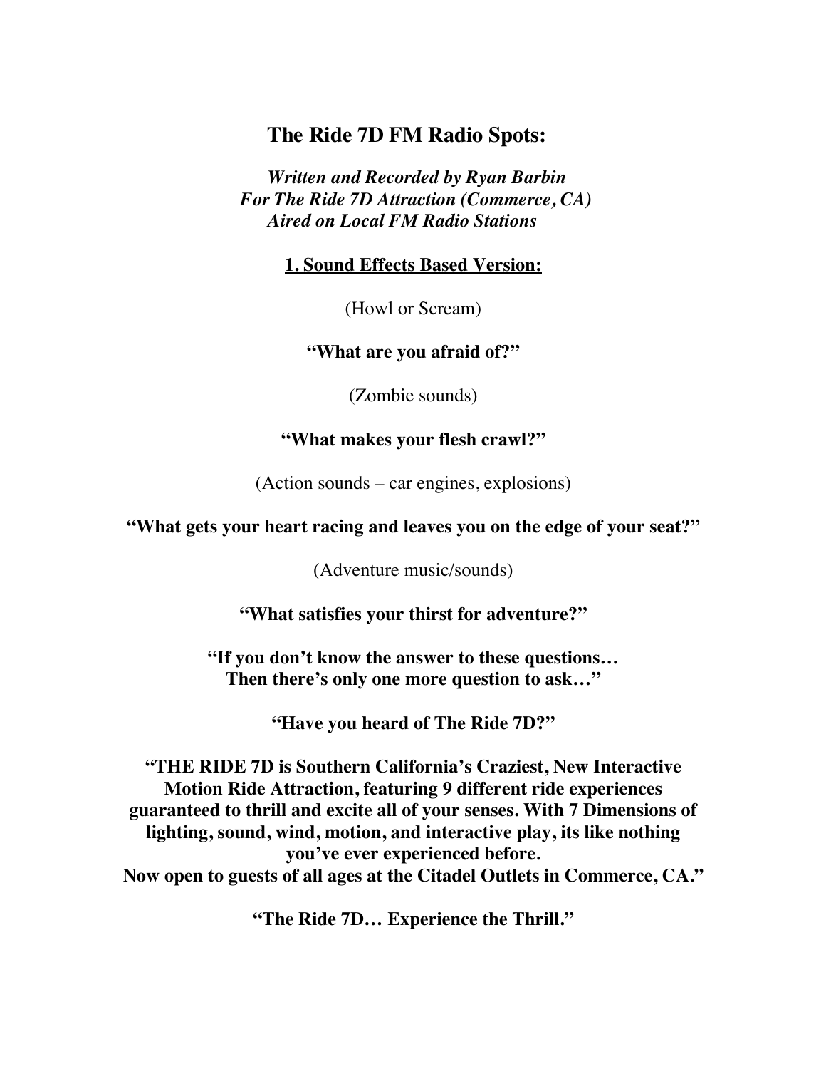# The Ride 7D FM Radio Spots:

***Written and Recorded by Ryan Barbin***
***For The Ride 7D Attraction (Commerce, CA)***
***Aired on Local FM Radio Stations***

## 1. Sound Effects Based Version:

(Howl or Scream)

**"What are you afraid of?"**

(Zombie sounds)

**"What makes your flesh crawl?"**

(Action sounds – car engines, explosions)

**"What gets your heart racing and leaves you on the edge of your seat?"**

(Adventure music/sounds)

**"What satisfies your thirst for adventure?"**

**"If you don't know the answer to these questions…**
**Then there's only one more question to ask…"**

**"Have you heard of The Ride 7D?"**

**"THE RIDE 7D is Southern California's Craziest, New Interactive Motion Ride Attraction, featuring 9 different ride experiences guaranteed to thrill and excite all of your senses. With 7 Dimensions of lighting, sound, wind, motion, and interactive play, its like nothing you've ever experienced before.**
**Now open to guests of all ages at the Citadel Outlets in Commerce, CA."**

**"The Ride 7D… Experience the Thrill."**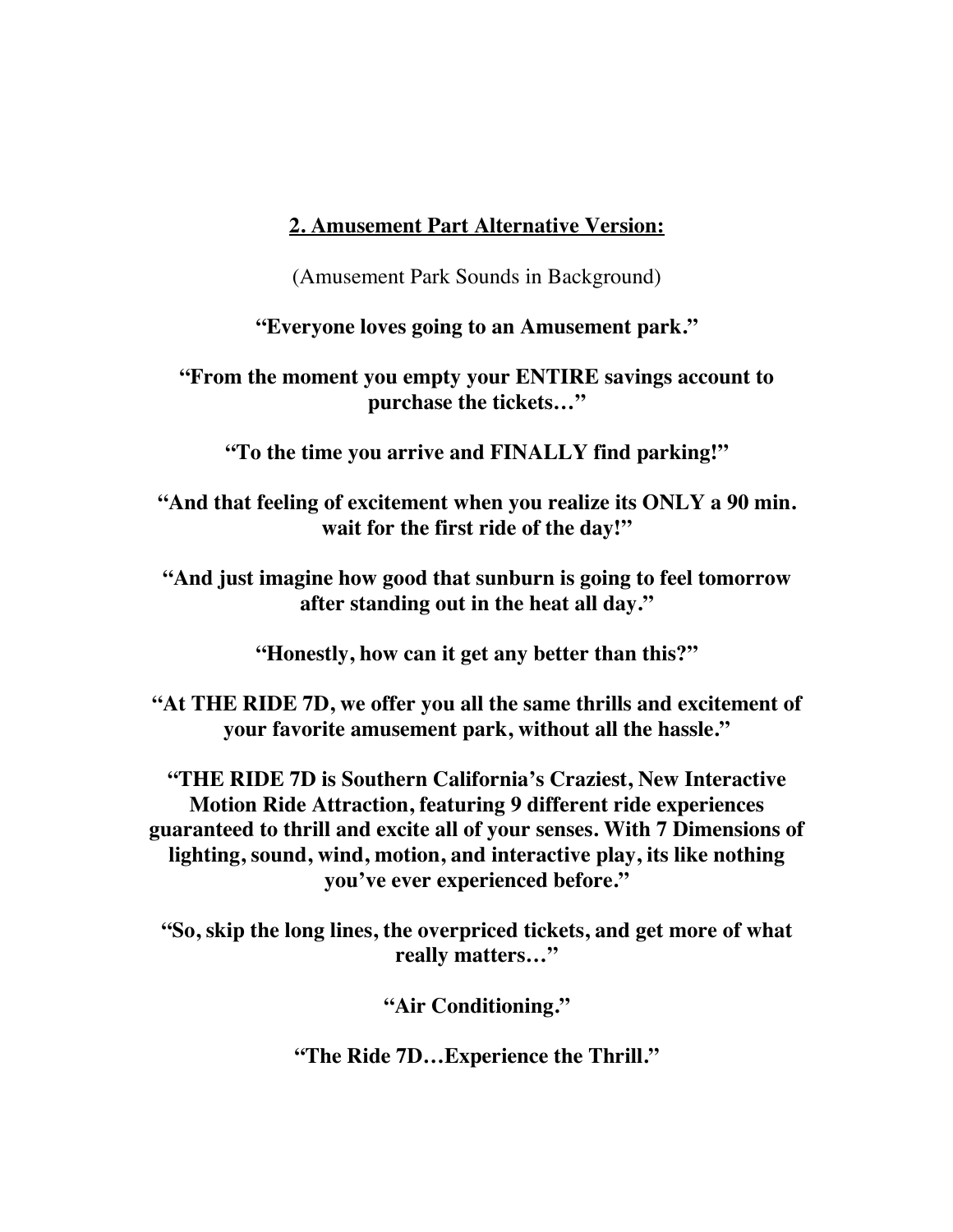## 2. Amusement Part Alternative Version:

(Amusement Park Sounds in Background)

**"Everyone loves going to an Amusement park."**

**"From the moment you empty your ENTIRE savings account to purchase the tickets…"**

**"To the time you arrive and FINALLY find parking!"**

**"And that feeling of excitement when you realize its ONLY a 90 min. wait for the first ride of the day!"**

**"And just imagine how good that sunburn is going to feel tomorrow after standing out in the heat all day."**

**"Honestly, how can it get any better than this?"**

**"At THE RIDE 7D, we offer you all the same thrills and excitement of your favorite amusement park, without all the hassle."**

**"THE RIDE 7D is Southern California's Craziest, New Interactive Motion Ride Attraction, featuring 9 different ride experiences guaranteed to thrill and excite all of your senses. With 7 Dimensions of lighting, sound, wind, motion, and interactive play, its like nothing you've ever experienced before."**

**"So, skip the long lines, the overpriced tickets, and get more of what really matters…"**

**"Air Conditioning."**

**"The Ride 7D…Experience the Thrill."**